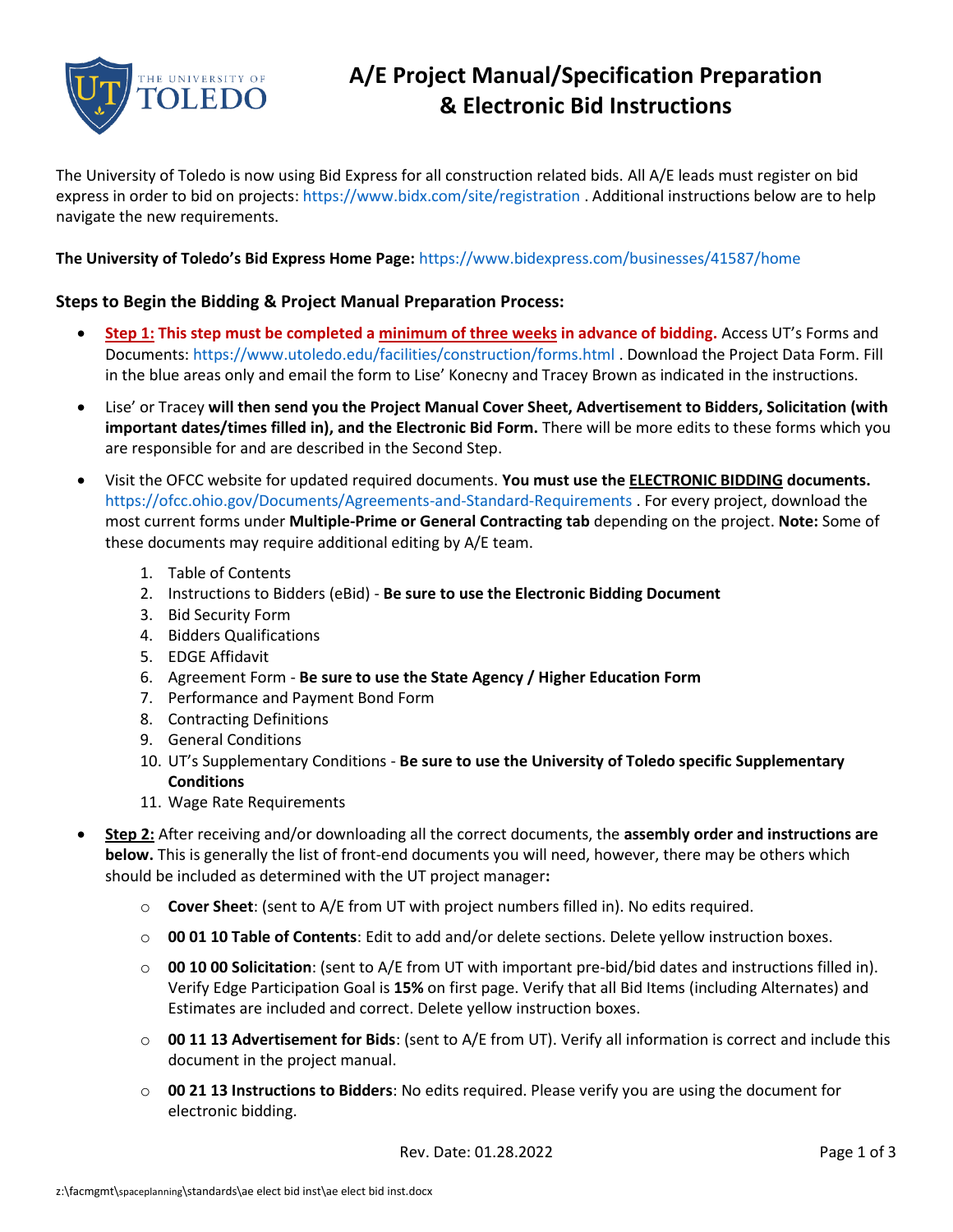# A/E Project Manual/Specification Preparation & Electronic Bid Instructions

The University of Toledo is now using Bid Express for all construction related bids. All A/E leads must register on bid express in order to bid on projects: https://www.bidx.com/site/registration . Additional instructions below are to help navigate the new requirements.

**The University of Toledo's Bid Express Home Page:** https://www.bidexpress.com/businesses/41587/home

### Steps to Begin the Bidding & Project Manual Preparation Process:

- **Step 1: This step must be completed a minimum of three weeks in advance of bidding.** Access UT's Forms and Documents: https://www.utoledo.edu/facilities/construction/forms.html . Download the Project Data Form. Fill in the blue areas only and email the form to Lise' Konecny and Tracey Brown as indicated in the instructions.
- Lise' or Tracey **will then send you the Project Manual Cover Sheet, Advertisement to Bidders, Solicitation (with important dates/times filled in), and the Electronic Bid Form.** There will be more edits to these forms which you are responsible for and are described in the Second Step.
- Visit the OFCC website for updated required documents. **You must use the ELECTRONIC BIDDING documents.** https://ofcc.ohio.gov/Documents/Agreements-and-Standard-Requirements . For every project, download the most current forms under **Multiple-Prime or General Contracting tab** depending on the project. **Note:** Some of these documents may require additional editing by A/E team.
  1. Table of Contents
  2. Instructions to Bidders (eBid) - **Be sure to use the Electronic Bidding Document**
  3. Bid Security Form
  4. Bidders Qualifications
  5. EDGE Affidavit
  6. Agreement Form - **Be sure to use the State Agency / Higher Education Form**
  7. Performance and Payment Bond Form
  8. Contracting Definitions
  9. General Conditions
  10. UT's Supplementary Conditions - **Be sure to use the University of Toledo specific Supplementary Conditions**
  11. Wage Rate Requirements
- **Step 2:** After receiving and/or downloading all the correct documents, the **assembly order and instructions are below.** This is generally the list of front-end documents you will need, however, there may be others which should be included as determined with the UT project manager**:**
  - **Cover Sheet**: (sent to A/E from UT with project numbers filled in). No edits required.
  - **00 01 10 Table of Contents**: Edit to add and/or delete sections. Delete yellow instruction boxes.
  - **00 10 00 Solicitation**: (sent to A/E from UT with important pre-bid/bid dates and instructions filled in). Verify Edge Participation Goal is **15%** on first page. Verify that all Bid Items (including Alternates) and Estimates are included and correct. Delete yellow instruction boxes.
  - **00 11 13 Advertisement for Bids**: (sent to A/E from UT). Verify all information is correct and include this document in the project manual.
  - **00 21 13 Instructions to Bidders**: No edits required. Please verify you are using the document for electronic bidding.

Rev. Date: 01.28.2022

z:\facmgmt\spaceplanning\standards\ae elect bid inst\ae elect bid inst.docx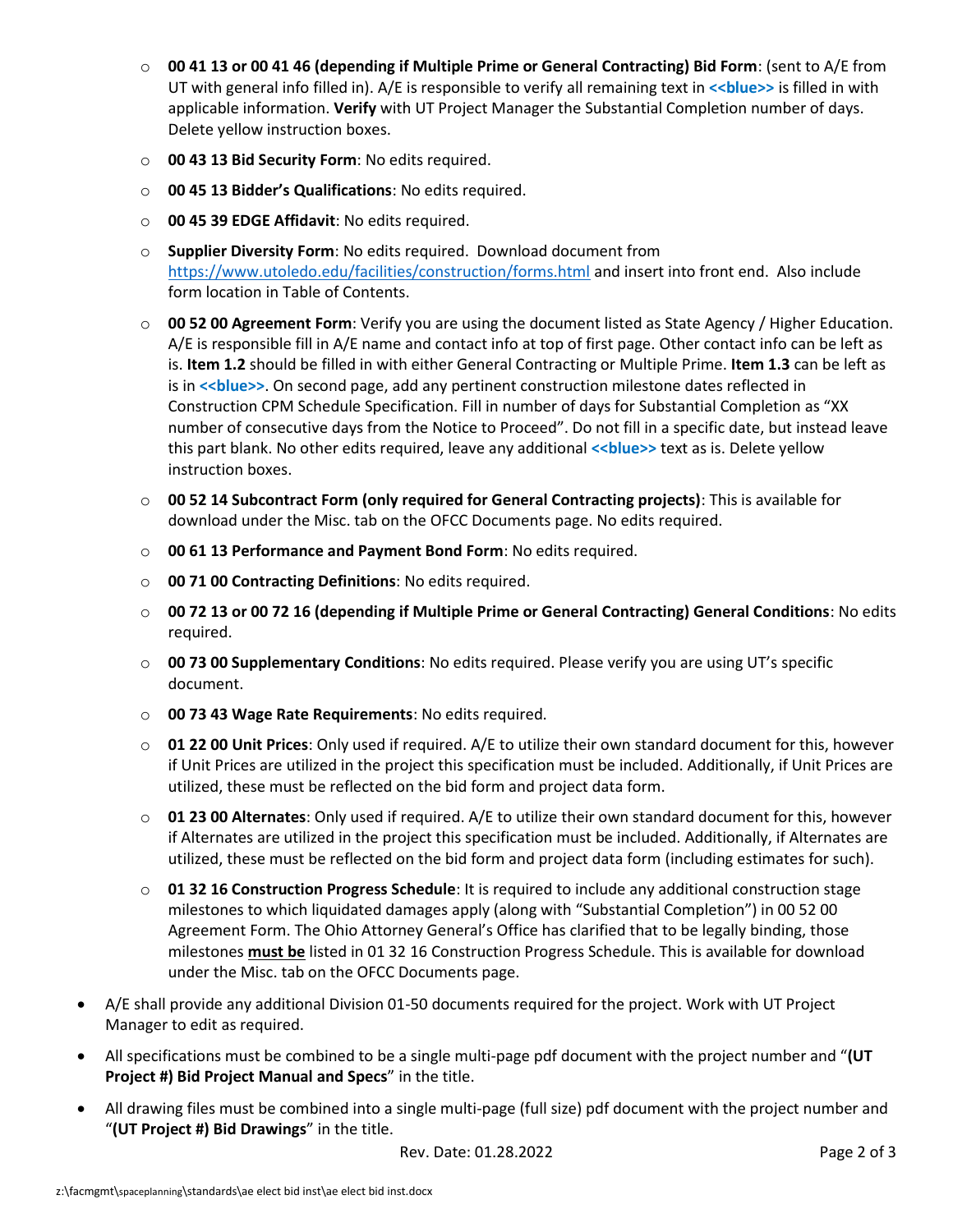- **00 41 13 or 00 41 46 (depending if Multiple Prime or General Contracting) Bid Form**: (sent to A/E from UT with general info filled in). A/E is responsible to verify all remaining text in **<<blue>>** is filled in with applicable information. **Verify** with UT Project Manager the Substantial Completion number of days. Delete yellow instruction boxes.
- **00 43 13 Bid Security Form**: No edits required.
- **00 45 13 Bidder's Qualifications**: No edits required.
- **00 45 39 EDGE Affidavit**: No edits required.
- **Supplier Diversity Form**: No edits required. Download document from https://www.utoledo.edu/facilities/construction/forms.html and insert into front end. Also include form location in Table of Contents.
- **00 52 00 Agreement Form**: Verify you are using the document listed as State Agency / Higher Education. A/E is responsible fill in A/E name and contact info at top of first page. Other contact info can be left as is. **Item 1.2** should be filled in with either General Contracting or Multiple Prime. **Item 1.3** can be left as is in **<<blue>>**. On second page, add any pertinent construction milestone dates reflected in Construction CPM Schedule Specification. Fill in number of days for Substantial Completion as "XX number of consecutive days from the Notice to Proceed". Do not fill in a specific date, but instead leave this part blank. No other edits required, leave any additional **<<blue>>** text as is. Delete yellow instruction boxes.
- **00 52 14 Subcontract Form (only required for General Contracting projects)**: This is available for download under the Misc. tab on the OFCC Documents page. No edits required.
- **00 61 13 Performance and Payment Bond Form**: No edits required.
- **00 71 00 Contracting Definitions**: No edits required.
- **00 72 13 or 00 72 16 (depending if Multiple Prime or General Contracting) General Conditions**: No edits required.
- **00 73 00 Supplementary Conditions**: No edits required. Please verify you are using UT's specific document.
- **00 73 43 Wage Rate Requirements**: No edits required.
- **01 22 00 Unit Prices**: Only used if required. A/E to utilize their own standard document for this, however if Unit Prices are utilized in the project this specification must be included. Additionally, if Unit Prices are utilized, these must be reflected on the bid form and project data form.
- **01 23 00 Alternates**: Only used if required. A/E to utilize their own standard document for this, however if Alternates are utilized in the project this specification must be included. Additionally, if Alternates are utilized, these must be reflected on the bid form and project data form (including estimates for such).
- **01 32 16 Construction Progress Schedule**: It is required to include any additional construction stage milestones to which liquidated damages apply (along with "Substantial Completion") in 00 52 00 Agreement Form. The Ohio Attorney General's Office has clarified that to be legally binding, those milestones <u>**must be**</u> listed in 01 32 16 Construction Progress Schedule. This is available for download under the Misc. tab on the OFCC Documents page.

- A/E shall provide any additional Division 01-50 documents required for the project. Work with UT Project Manager to edit as required.
- All specifications must be combined to be a single multi-page pdf document with the project number and "**(UT Project #) Bid Project Manual and Specs**" in the title.
- All drawing files must be combined into a single multi-page (full size) pdf document with the project number and "**(UT Project #) Bid Drawings**" in the title.

Rev. Date: 01.28.2022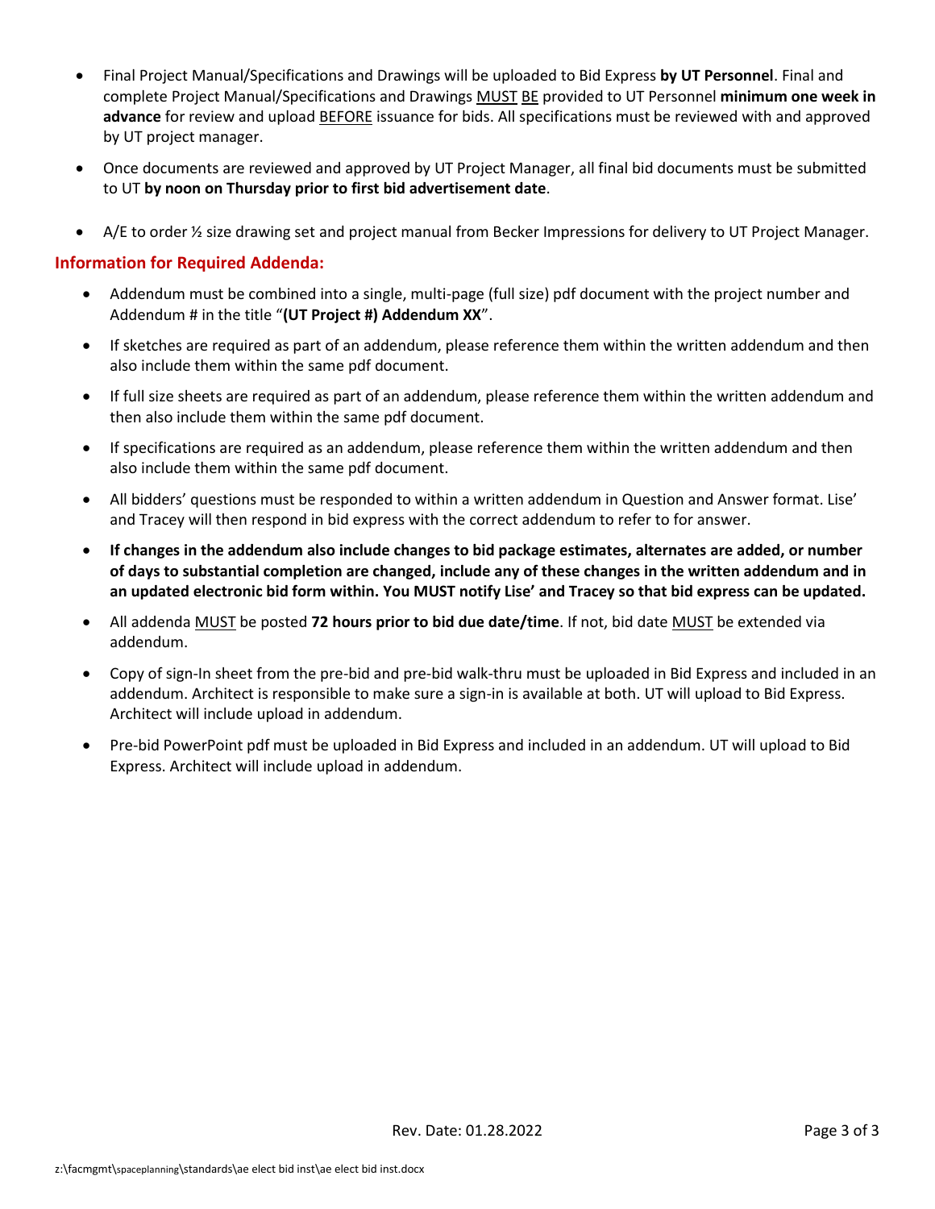- Final Project Manual/Specifications and Drawings will be uploaded to Bid Express **by UT Personnel**. Final and complete Project Manual/Specifications and Drawings MUST BE provided to UT Personnel **minimum one week in advance** for review and upload BEFORE issuance for bids. All specifications must be reviewed with and approved by UT project manager.
- Once documents are reviewed and approved by UT Project Manager, all final bid documents must be submitted to UT **by noon on Thursday prior to first bid advertisement date**.
- A/E to order ½ size drawing set and project manual from Becker Impressions for delivery to UT Project Manager.

## Information for Required Addenda:

- Addendum must be combined into a single, multi-page (full size) pdf document with the project number and Addendum # in the title "**(UT Project #) Addendum XX**".
- If sketches are required as part of an addendum, please reference them within the written addendum and then also include them within the same pdf document.
- If full size sheets are required as part of an addendum, please reference them within the written addendum and then also include them within the same pdf document.
- If specifications are required as an addendum, please reference them within the written addendum and then also include them within the same pdf document.
- All bidders' questions must be responded to within a written addendum in Question and Answer format. Lise' and Tracey will then respond in bid express with the correct addendum to refer to for answer.
- **If changes in the addendum also include changes to bid package estimates, alternates are added, or number of days to substantial completion are changed, include any of these changes in the written addendum and in an updated electronic bid form within. You MUST notify Lise' and Tracey so that bid express can be updated.**
- All addenda MUST be posted **72 hours prior to bid due date/time**. If not, bid date MUST be extended via addendum.
- Copy of sign-In sheet from the pre-bid and pre-bid walk-thru must be uploaded in Bid Express and included in an addendum. Architect is responsible to make sure a sign-in is available at both. UT will upload to Bid Express. Architect will include upload in addendum.
- Pre-bid PowerPoint pdf must be uploaded in Bid Express and included in an addendum. UT will upload to Bid Express. Architect will include upload in addendum.